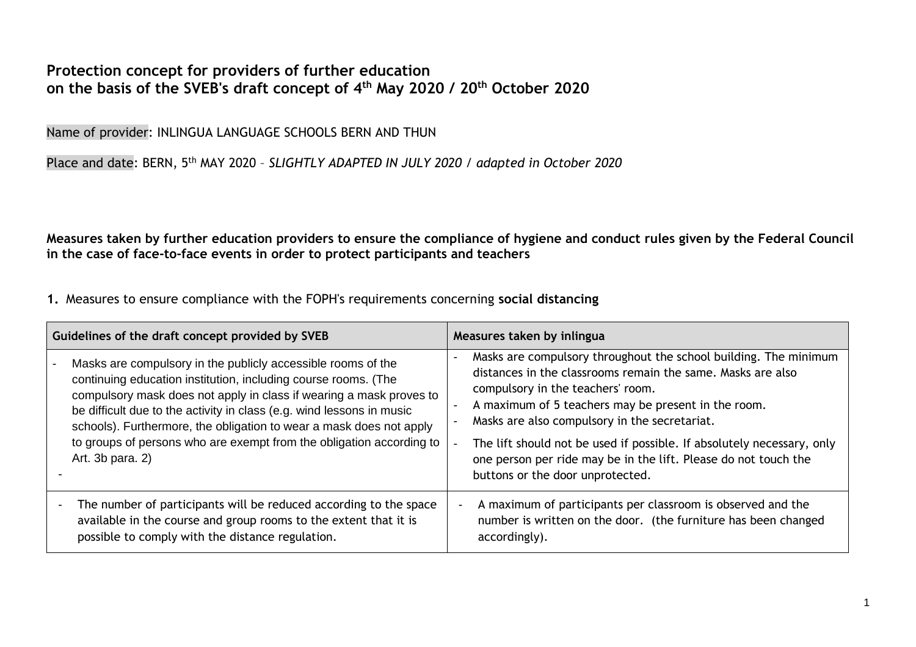# Protection concept for providers of further education on the basis of the SVEB's draft concept of 4th May 2020 / 20th October 2020

Name of provider: INLINGUA LANGUAGE SCHOOLS BERN AND THUN

Place and date: BERN, 5th MAY 2020 – *SLIGHTLY ADAPTED IN JULY 2020 / adapted in October 2020*

**Measures taken by further education providers to ensure the compliance of hygiene and conduct rules given by the Federal Council in the case of face-to-face events in order to protect participants and teachers**

**1.** Measures to ensure compliance with the FOPH's requirements concerning **social distancing**

| Guidelines of the draft concept provided by SVEB | Measures taken by inlingua |
|---|---|
| - Masks are compulsory in the publicly accessible rooms of the continuing education institution, including course rooms. (The compulsory mask does not apply in class if wearing a mask proves to be difficult due to the activity in class (e.g. wind lessons in music schools). Furthermore, the obligation to wear a mask does not apply to groups of persons who are exempt from the obligation according to Art. 3b para. 2)<br>- | - Masks are compulsory throughout the school building. The minimum distances in the classrooms remain the same. Masks are also compulsory in the teachers' room.<br>- A maximum of 5 teachers may be present in the room.<br>- Masks are also compulsory in the secretariat.<br>- The lift should not be used if possible. If absolutely necessary, only one person per ride may be in the lift. Please do not touch the buttons or the door unprotected. |
| - The number of participants will be reduced according to the space available in the course and group rooms to the extent that it is possible to comply with the distance regulation. | - A maximum of participants per classroom is observed and the number is written on the door. (the furniture has been changed accordingly). |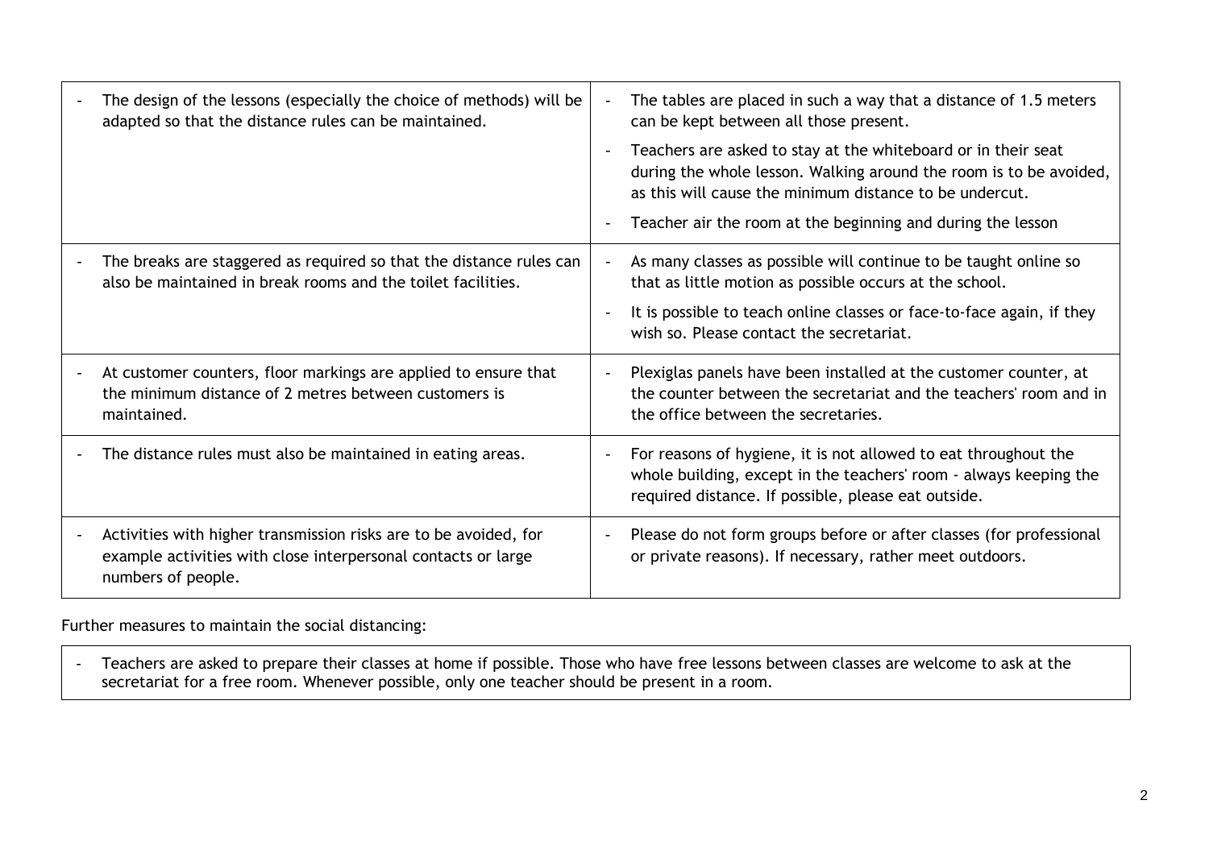| | |
|---|---|
| - The design of the lessons (especially the choice of methods) will be adapted so that the distance rules can be maintained. | - The tables are placed in such a way that a distance of 1.5 meters can be kept between all those present.<br>- Teachers are asked to stay at the whiteboard or in their seat during the whole lesson. Walking around the room is to be avoided, as this will cause the minimum distance to be undercut.<br>- Teacher air the room at the beginning and during the lesson |
| - The breaks are staggered as required so that the distance rules can also be maintained in break rooms and the toilet facilities. | - As many classes as possible will continue to be taught online so that as little motion as possible occurs at the school.<br>- It is possible to teach online classes or face-to-face again, if they wish so. Please contact the secretariat. |
| - At customer counters, floor markings are applied to ensure that the minimum distance of 2 metres between customers is maintained. | - Plexiglas panels have been installed at the customer counter, at the counter between the secretariat and the teachers' room and in the office between the secretaries. |
| - The distance rules must also be maintained in eating areas. | - For reasons of hygiene, it is not allowed to eat throughout the whole building, except in the teachers' room - always keeping the required distance. If possible, please eat outside. |
| - Activities with higher transmission risks are to be avoided, for example activities with close interpersonal contacts or large numbers of people. | - Please do not form groups before or after classes (for professional or private reasons). If necessary, rather meet outdoors. |

Further measures to maintain the social distancing:

| |
|---|
| - Teachers are asked to prepare their classes at home if possible. Those who have free lessons between classes are welcome to ask at the secretariat for a free room. Whenever possible, only one teacher should be present in a room. |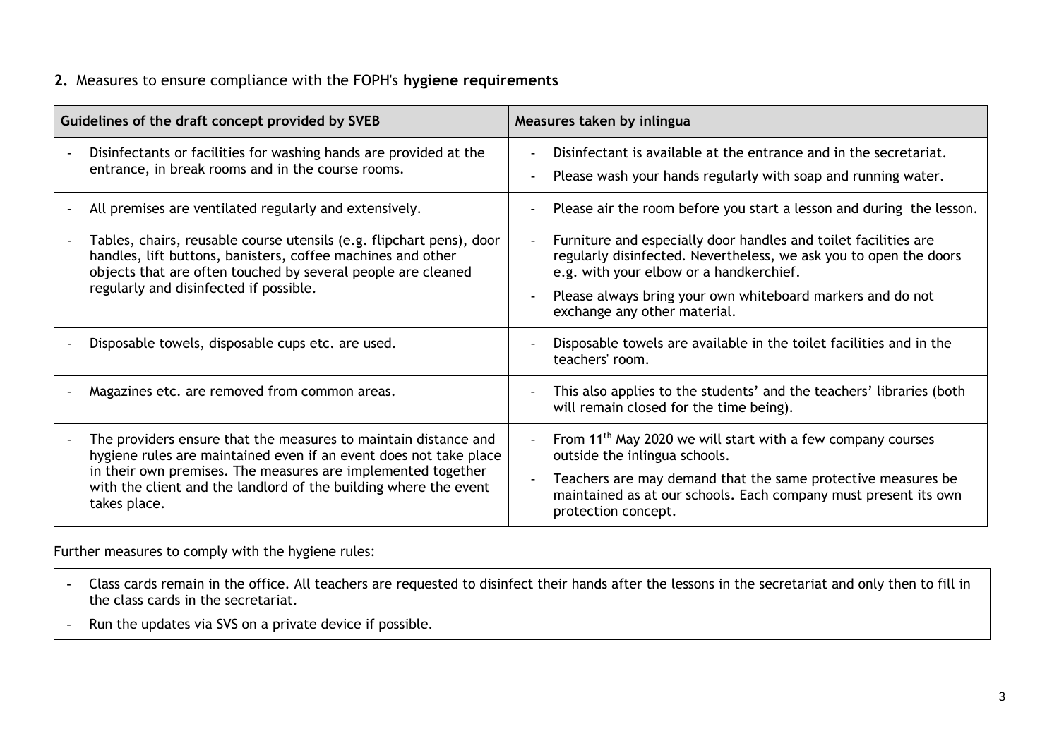**2.** Measures to ensure compliance with the FOPH's **hygiene requirements**

| Guidelines of the draft concept provided by SVEB | Measures taken by inlingua |
|---|---|
| - Disinfectants or facilities for washing hands are provided at the entrance, in break rooms and in the course rooms. | - Disinfectant is available at the entrance and in the secretariat.<br>- Please wash your hands regularly with soap and running water. |
| - All premises are ventilated regularly and extensively. | - Please air the room before you start a lesson and during the lesson. |
| - Tables, chairs, reusable course utensils (e.g. flipchart pens), door handles, lift buttons, banisters, coffee machines and other objects that are often touched by several people are cleaned regularly and disinfected if possible. | - Furniture and especially door handles and toilet facilities are regularly disinfected. Nevertheless, we ask you to open the doors e.g. with your elbow or a handkerchief.<br>- Please always bring your own whiteboard markers and do not exchange any other material. |
| - Disposable towels, disposable cups etc. are used. | - Disposable towels are available in the toilet facilities and in the teachers' room. |
| - Magazines etc. are removed from common areas. | - This also applies to the students' and the teachers' libraries (both will remain closed for the time being). |
| - The providers ensure that the measures to maintain distance and hygiene rules are maintained even if an event does not take place in their own premises. The measures are implemented together with the client and the landlord of the building where the event takes place. | - From 11th May 2020 we will start with a few company courses outside the inlingua schools.<br>- Teachers are may demand that the same protective measures be maintained as at our schools. Each company must present its own protection concept. |

Further measures to comply with the hygiene rules:

- Class cards remain in the office. All teachers are requested to disinfect their hands after the lessons in the secretariat and only then to fill in the class cards in the secretariat.
- Run the updates via SVS on a private device if possible.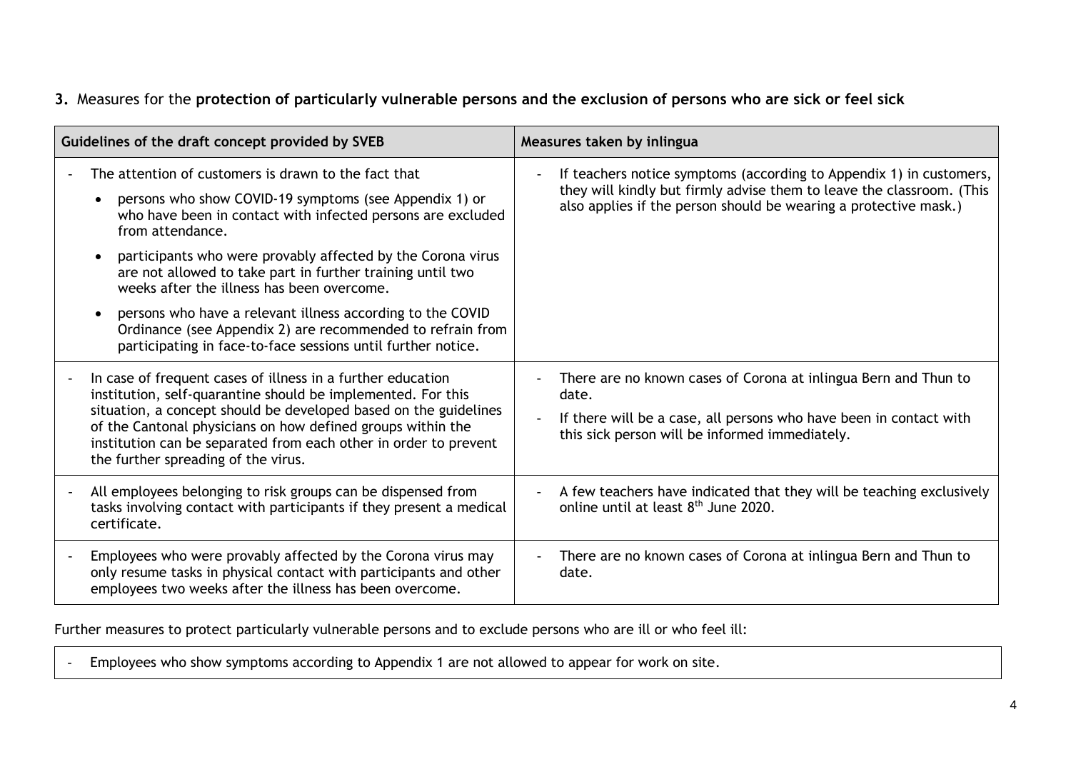**3.** Measures for the **protection of particularly vulnerable persons and the exclusion of persons who are sick or feel sick**

| Guidelines of the draft concept provided by SVEB | Measures taken by inlingua |
| --- | --- |
| - The attention of customers is drawn to the fact that<br>• persons who show COVID-19 symptoms (see Appendix 1) or who have been in contact with infected persons are excluded from attendance.<br>• participants who were provably affected by the Corona virus are not allowed to take part in further training until two weeks after the illness has been overcome.<br>• persons who have a relevant illness according to the COVID Ordinance (see Appendix 2) are recommended to refrain from participating in face-to-face sessions until further notice. | - If teachers notice symptoms (according to Appendix 1) in customers, they will kindly but firmly advise them to leave the classroom. (This also applies if the person should be wearing a protective mask.) |
| - In case of frequent cases of illness in a further education institution, self-quarantine should be implemented. For this situation, a concept should be developed based on the guidelines of the Cantonal physicians on how defined groups within the institution can be separated from each other in order to prevent the further spreading of the virus. | - There are no known cases of Corona at inlingua Bern and Thun to date.<br>- If there will be a case, all persons who have been in contact with this sick person will be informed immediately. |
| - All employees belonging to risk groups can be dispensed from tasks involving contact with participants if they present a medical certificate. | - A few teachers have indicated that they will be teaching exclusively online until at least 8th June 2020. |
| - Employees who were provably affected by the Corona virus may only resume tasks in physical contact with participants and other employees two weeks after the illness has been overcome. | - There are no known cases of Corona at inlingua Bern and Thun to date. |

Further measures to protect particularly vulnerable persons and to exclude persons who are ill or who feel ill:

- Employees who show symptoms according to Appendix 1 are not allowed to appear for work on site.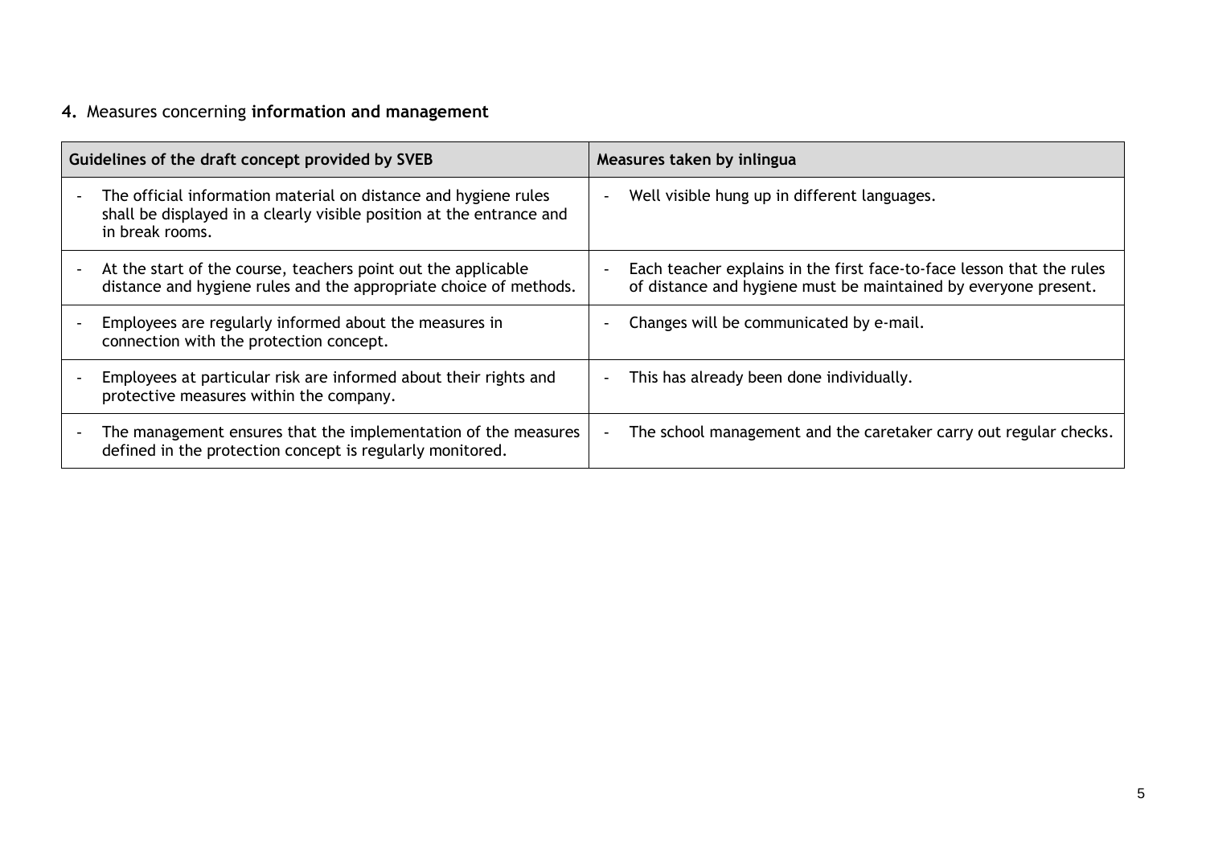## 4. Measures concerning **information and management**

| Guidelines of the draft concept provided by SVEB | Measures taken by inlingua |
| --- | --- |
| - The official information material on distance and hygiene rules shall be displayed in a clearly visible position at the entrance and in break rooms. | - Well visible hung up in different languages. |
| - At the start of the course, teachers point out the applicable distance and hygiene rules and the appropriate choice of methods. | - Each teacher explains in the first face-to-face lesson that the rules of distance and hygiene must be maintained by everyone present. |
| - Employees are regularly informed about the measures in connection with the protection concept. | - Changes will be communicated by e-mail. |
| - Employees at particular risk are informed about their rights and protective measures within the company. | - This has already been done individually. |
| - The management ensures that the implementation of the measures defined in the protection concept is regularly monitored. | - The school management and the caretaker carry out regular checks. |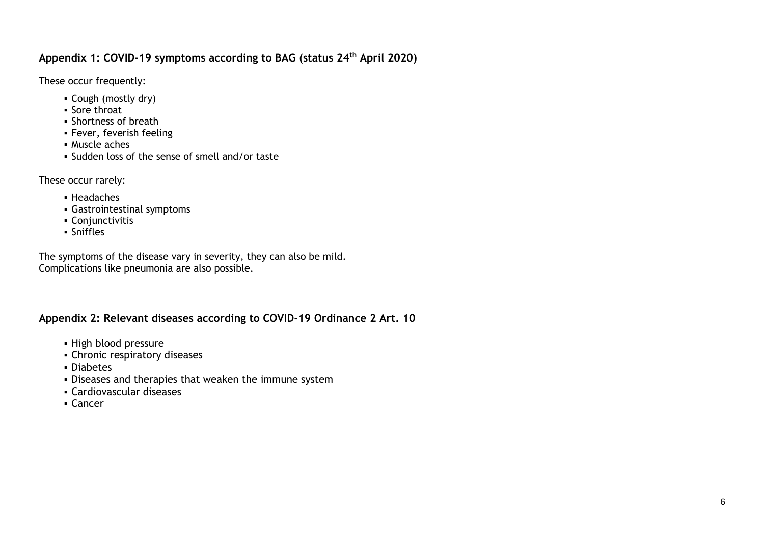## Appendix 1: COVID-19 symptoms according to BAG (status 24th April 2020)

These occur frequently:

- Cough (mostly dry)
- Sore throat
- Shortness of breath
- Fever, feverish feeling
- Muscle aches
- Sudden loss of the sense of smell and/or taste

These occur rarely:

- Headaches
- Gastrointestinal symptoms
- Conjunctivitis
- Sniffles

The symptoms of the disease vary in severity, they can also be mild.
Complications like pneumonia are also possible.

## Appendix 2: Relevant diseases according to COVID-19 Ordinance 2 Art. 10

- High blood pressure
- Chronic respiratory diseases
- Diabetes
- Diseases and therapies that weaken the immune system
- Cardiovascular diseases
- Cancer